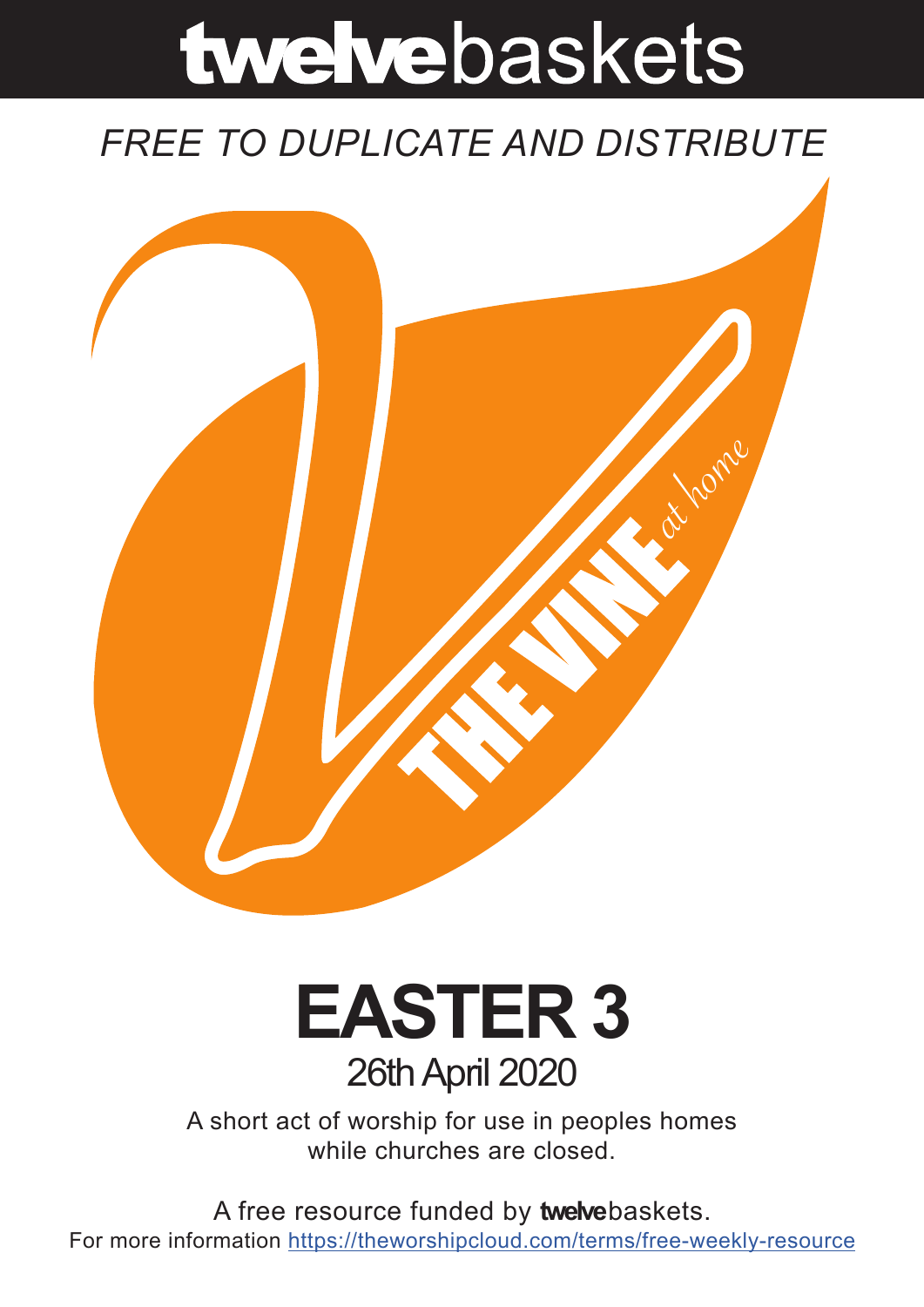# twelvebaskets

*FREE TO DUPLICATE AND DISTRIBUTE*

THE VINE *at home*

# EASTER 3

## 26th April 2020

A short act of worship for use in peoples homes while churches are closed.

A free resource funded by **twelve**baskets.

For more information https://theworshipcloud.com/terms/free-weekly-resource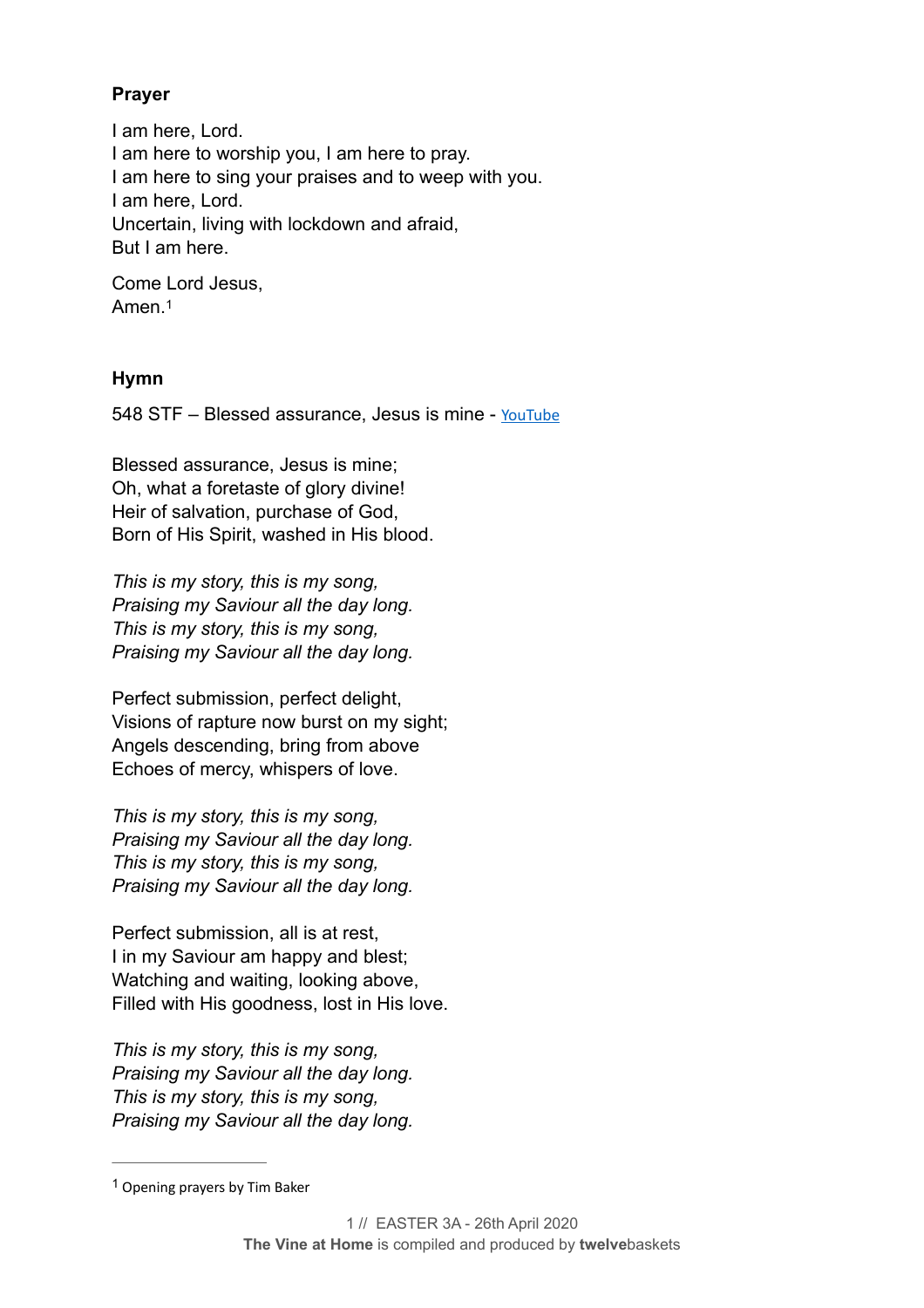**Prayer**

I am here, Lord.  
I am here to worship you, I am here to pray.  
I am here to sing your praises and to weep with you.  
I am here, Lord.  
Uncertain, living with lockdown and afraid,  
But I am here.

Come Lord Jesus,  
Amen.[1]

**Hymn**

548 STF – Blessed assurance, Jesus is mine - YouTube

Blessed assurance, Jesus is mine;  
Oh, what a foretaste of glory divine!  
Heir of salvation, purchase of God,  
Born of His Spirit, washed in His blood.

*This is my story, this is my song,*  
*Praising my Saviour all the day long.*  
*This is my story, this is my song,*  
*Praising my Saviour all the day long.*

Perfect submission, perfect delight,  
Visions of rapture now burst on my sight;  
Angels descending, bring from above  
Echoes of mercy, whispers of love.

*This is my story, this is my song,*  
*Praising my Saviour all the day long.*  
*This is my story, this is my song,*  
*Praising my Saviour all the day long.*

Perfect submission, all is at rest,  
I in my Saviour am happy and blest;  
Watching and waiting, looking above,  
Filled with His goodness, lost in His love.

*This is my story, this is my song,*  
*Praising my Saviour all the day long.*  
*This is my story, this is my song,*  
*Praising my Saviour all the day long.*

---

[1] Opening prayers by Tim Baker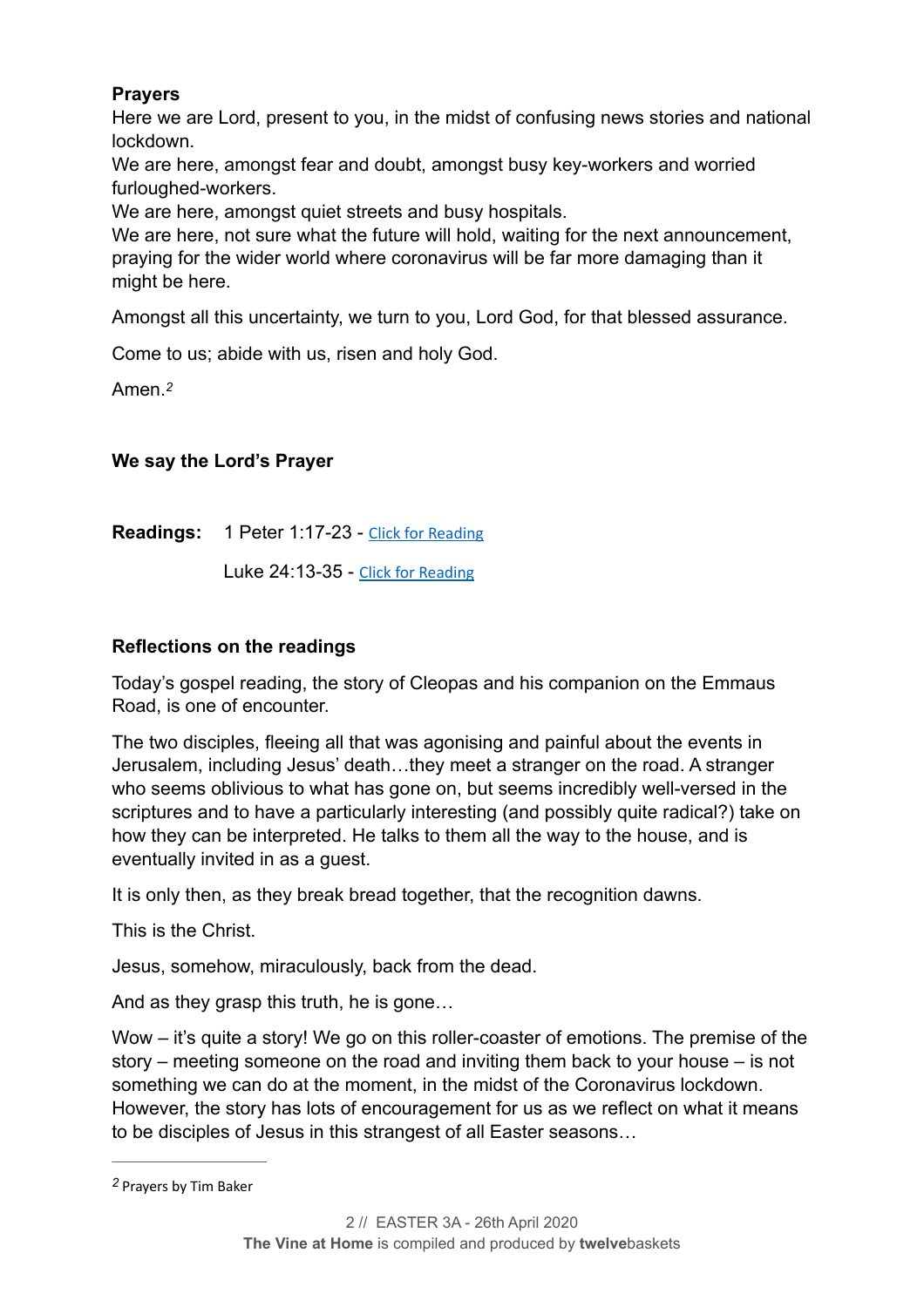**Prayers**

Here we are Lord, present to you, in the midst of confusing news stories and national lockdown.
We are here, amongst fear and doubt, amongst busy key-workers and worried furloughed-workers.
We are here, amongst quiet streets and busy hospitals.
We are here, not sure what the future will hold, waiting for the next announcement, praying for the wider world where coronavirus will be far more damaging than it might be here.

Amongst all this uncertainty, we turn to you, Lord God, for that blessed assurance.

Come to us; abide with us, risen and holy God.

Amen.[2]

**We say the Lord's Prayer**

**Readings:** 1 Peter 1:17-23 - Click for Reading

Luke 24:13-35 - Click for Reading

**Reflections on the readings**

Today's gospel reading, the story of Cleopas and his companion on the Emmaus Road, is one of encounter.

The two disciples, fleeing all that was agonising and painful about the events in Jerusalem, including Jesus' death…they meet a stranger on the road. A stranger who seems oblivious to what has gone on, but seems incredibly well-versed in the scriptures and to have a particularly interesting (and possibly quite radical?) take on how they can be interpreted. He talks to them all the way to the house, and is eventually invited in as a guest.

It is only then, as they break bread together, that the recognition dawns.

This is the Christ.

Jesus, somehow, miraculously, back from the dead.

And as they grasp this truth, he is gone…

Wow – it's quite a story! We go on this roller-coaster of emotions. The premise of the story – meeting someone on the road and inviting them back to your house – is not something we can do at the moment, in the midst of the Coronavirus lockdown. However, the story has lots of encouragement for us as we reflect on what it means to be disciples of Jesus in this strangest of all Easter seasons…

---

[2] Prayers by Tim Baker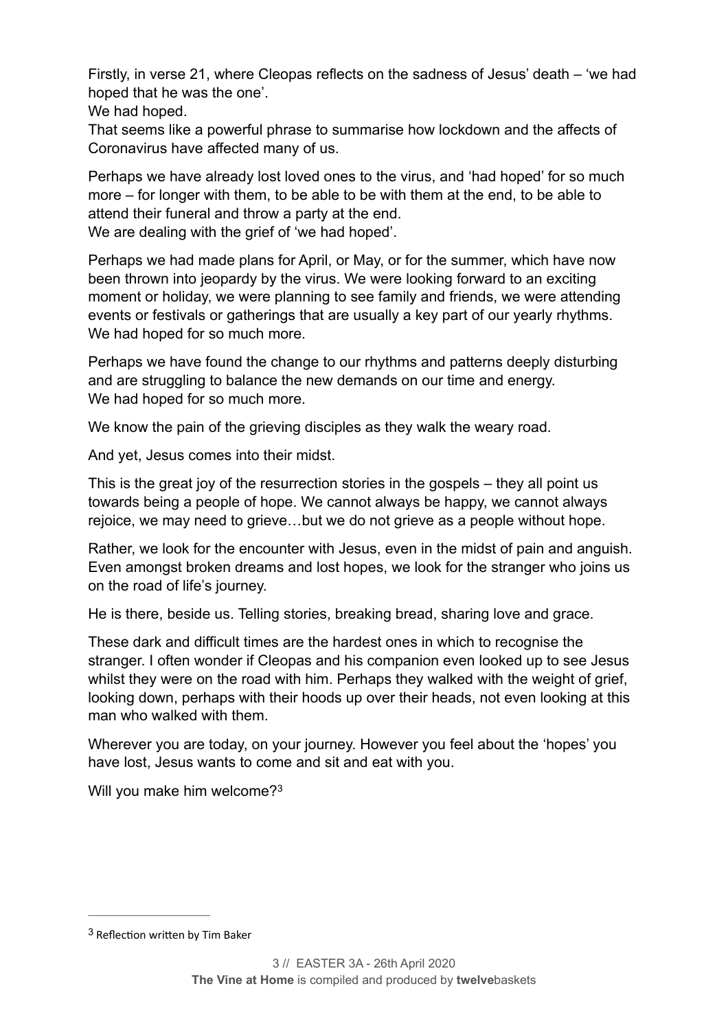Firstly, in verse 21, where Cleopas reflects on the sadness of Jesus' death – 'we had hoped that he was the one'.
We had hoped.
That seems like a powerful phrase to summarise how lockdown and the affects of Coronavirus have affected many of us.

Perhaps we have already lost loved ones to the virus, and 'had hoped' for so much more – for longer with them, to be able to be with them at the end, to be able to attend their funeral and throw a party at the end.
We are dealing with the grief of 'we had hoped'.

Perhaps we had made plans for April, or May, or for the summer, which have now been thrown into jeopardy by the virus. We were looking forward to an exciting moment or holiday, we were planning to see family and friends, we were attending events or festivals or gatherings that are usually a key part of our yearly rhythms.
We had hoped for so much more.

Perhaps we have found the change to our rhythms and patterns deeply disturbing and are struggling to balance the new demands on our time and energy.
We had hoped for so much more.

We know the pain of the grieving disciples as they walk the weary road.

And yet, Jesus comes into their midst.

This is the great joy of the resurrection stories in the gospels – they all point us towards being a people of hope. We cannot always be happy, we cannot always rejoice, we may need to grieve…but we do not grieve as a people without hope.

Rather, we look for the encounter with Jesus, even in the midst of pain and anguish. Even amongst broken dreams and lost hopes, we look for the stranger who joins us on the road of life's journey.

He is there, beside us. Telling stories, breaking bread, sharing love and grace.

These dark and difficult times are the hardest ones in which to recognise the stranger. I often wonder if Cleopas and his companion even looked up to see Jesus whilst they were on the road with him. Perhaps they walked with the weight of grief, looking down, perhaps with their hoods up over their heads, not even looking at this man who walked with them.

Wherever you are today, on your journey. However you feel about the 'hopes' you have lost, Jesus wants to come and sit and eat with you.

Will you make him welcome?[3]

---

[3] Reflection written by Tim Baker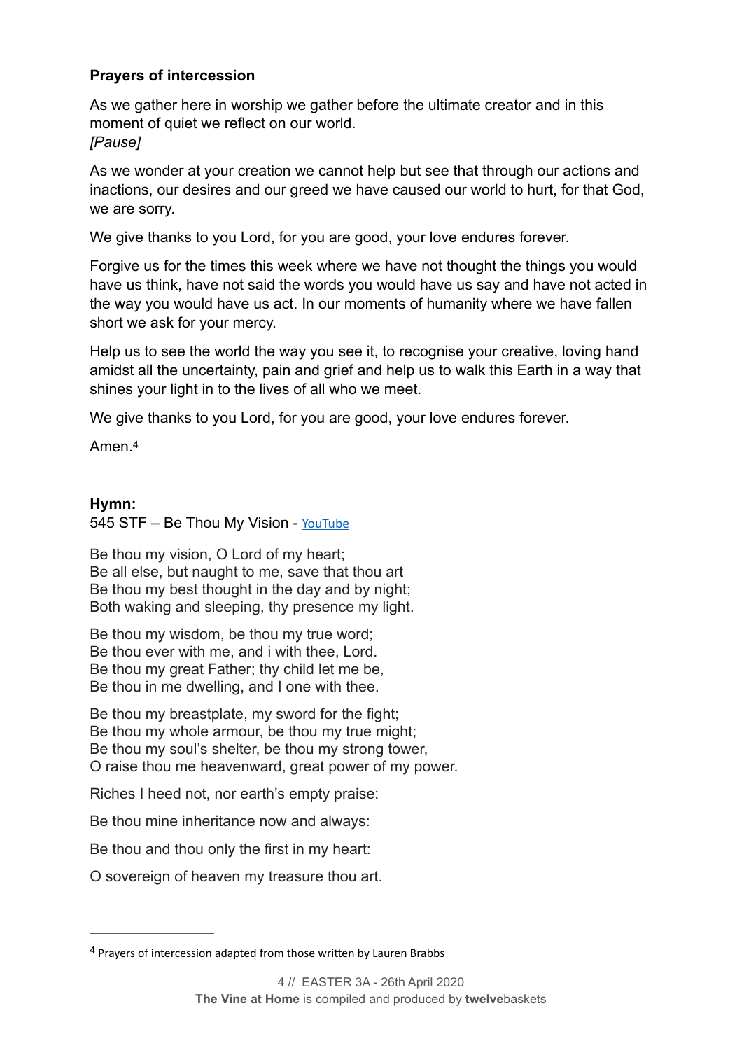**Prayers of intercession**

As we gather here in worship we gather before the ultimate creator and in this moment of quiet we reflect on our world.
*[Pause]*

As we wonder at your creation we cannot help but see that through our actions and inactions, our desires and our greed we have caused our world to hurt, for that God, we are sorry.

We give thanks to you Lord, for you are good, your love endures forever.

Forgive us for the times this week where we have not thought the things you would have us think, have not said the words you would have us say and have not acted in the way you would have us act. In our moments of humanity where we have fallen short we ask for your mercy.

Help us to see the world the way you see it, to recognise your creative, loving hand amidst all the uncertainty, pain and grief and help us to walk this Earth in a way that shines your light in to the lives of all who we meet.

We give thanks to you Lord, for you are good, your love endures forever.

Amen.[4]

**Hymn:**
545 STF – Be Thou My Vision - YouTube

Be thou my vision, O Lord of my heart;
Be all else, but naught to me, save that thou art
Be thou my best thought in the day and by night;
Both waking and sleeping, thy presence my light.

Be thou my wisdom, be thou my true word;
Be thou ever with me, and i with thee, Lord.
Be thou my great Father; thy child let me be,
Be thou in me dwelling, and I one with thee.

Be thou my breastplate, my sword for the fight;
Be thou my whole armour, be thou my true might;
Be thou my soul's shelter, be thou my strong tower,
O raise thou me heavenward, great power of my power.

Riches I heed not, nor earth's empty praise:

Be thou mine inheritance now and always:

Be thou and thou only the first in my heart:

O sovereign of heaven my treasure thou art.

---

[4] Prayers of intercession adapted from those written by Lauren Brabbs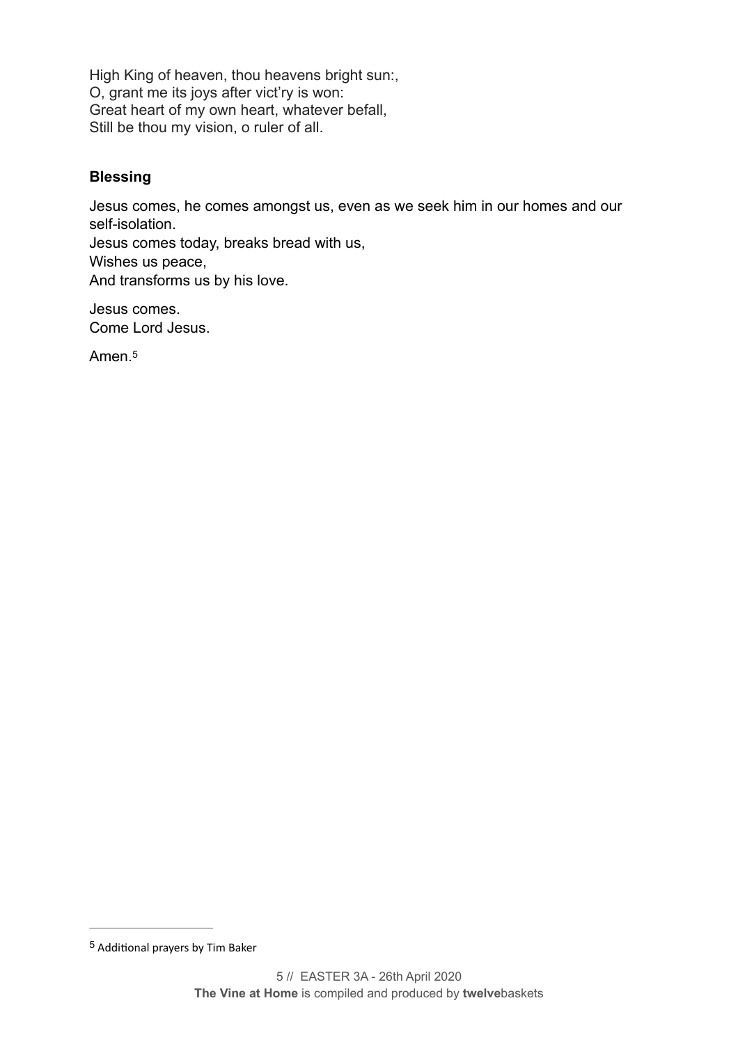High King of heaven, thou heavens bright sun:,
O, grant me its joys after vict'ry is won:
Great heart of my own heart, whatever befall,
Still be thou my vision, o ruler of all.

**Blessing**

Jesus comes, he comes amongst us, even as we seek him in our homes and our self-isolation.
Jesus comes today, breaks bread with us,
Wishes us peace,
And transforms us by his love.

Jesus comes.
Come Lord Jesus.

Amen.[5]

---

[5] Additional prayers by Tim Baker